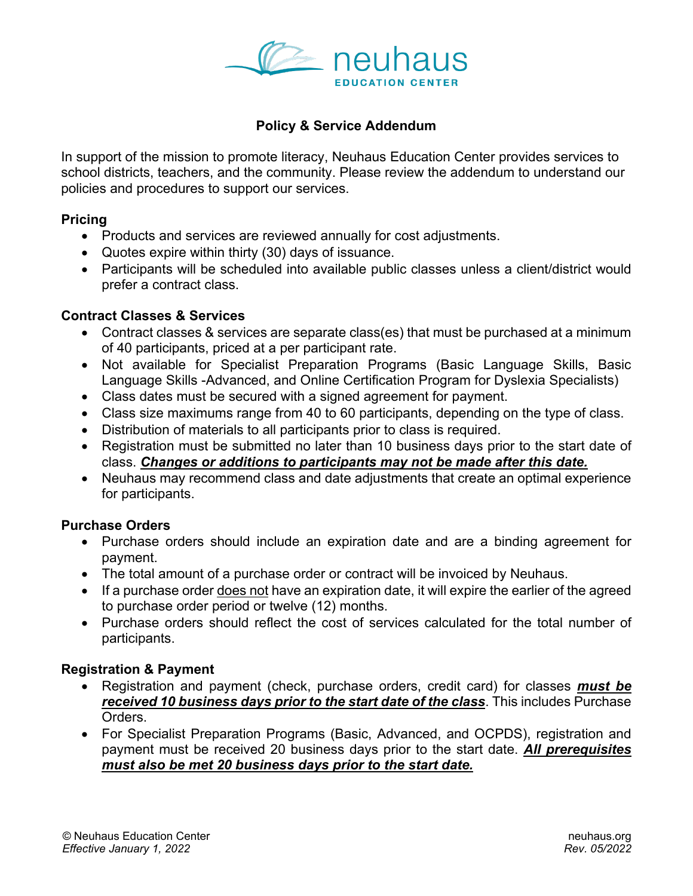neuhaus
EDUCATION CENTER

## Policy & Service Addendum

In support of the mission to promote literacy, Neuhaus Education Center provides services to school districts, teachers, and the community. Please review the addendum to understand our policies and procedures to support our services.

### Pricing

- Products and services are reviewed annually for cost adjustments.
- Quotes expire within thirty (30) days of issuance.
- Participants will be scheduled into available public classes unless a client/district would prefer a contract class.

### Contract Classes & Services

- Contract classes & services are separate class(es) that must be purchased at a minimum of 40 participants, priced at a per participant rate.
- Not available for Specialist Preparation Programs (Basic Language Skills, Basic Language Skills -Advanced, and Online Certification Program for Dyslexia Specialists)
- Class dates must be secured with a signed agreement for payment.
- Class size maximums range from 40 to 60 participants, depending on the type of class.
- Distribution of materials to all participants prior to class is required.
- Registration must be submitted no later than 10 business days prior to the start date of class. ***<u>Changes or additions to participants may not be made after this date.</u>***
- Neuhaus may recommend class and date adjustments that create an optimal experience for participants.

### Purchase Orders

- Purchase orders should include an expiration date and are a binding agreement for payment.
- The total amount of a purchase order or contract will be invoiced by Neuhaus.
- If a purchase order <u>does not</u> have an expiration date, it will expire the earlier of the agreed to purchase order period or twelve (12) months.
- Purchase orders should reflect the cost of services calculated for the total number of participants.

### Registration & Payment

- Registration and payment (check, purchase orders, credit card) for classes ***<u>must be received 10 business days prior to the start date of the class</u>***. This includes Purchase Orders.
- For Specialist Preparation Programs (Basic, Advanced, and OCPDS), registration and payment must be received 20 business days prior to the start date. ***<u>All prerequisites must also be met 20 business days prior to the start date.</u>***

© Neuhaus Education Center
*Effective January 1, 2022*

neuhaus.org
*Rev. 05/2022*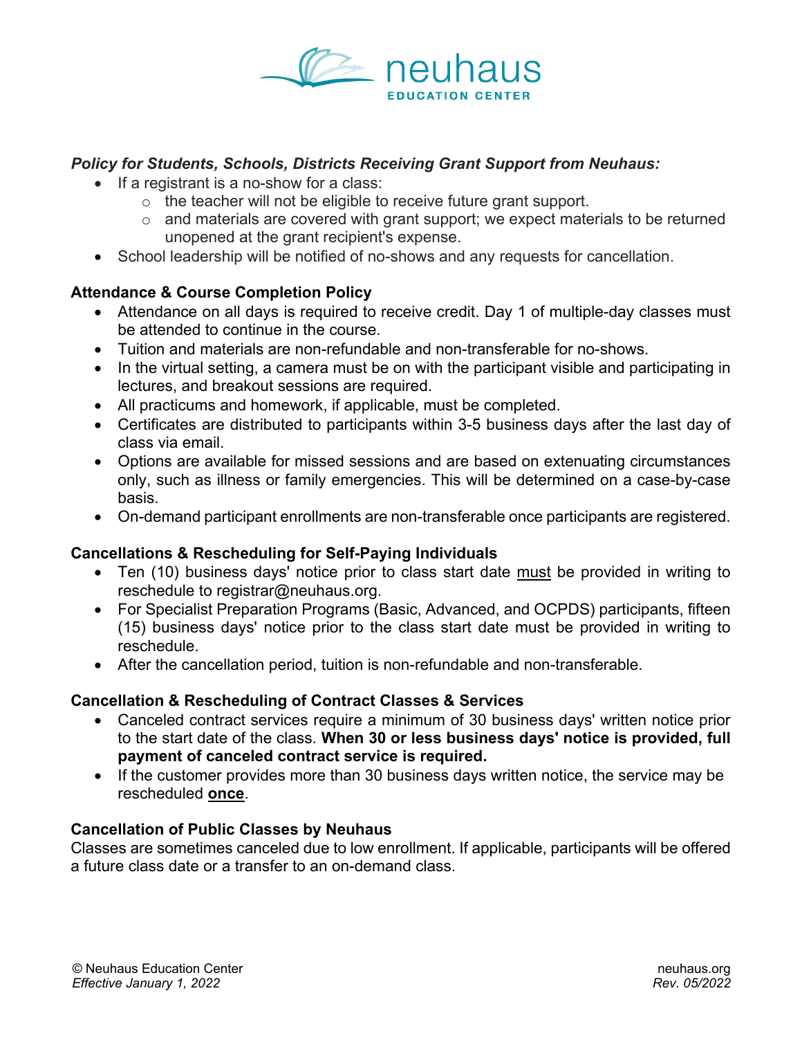***Policy for Students, Schools, Districts Receiving Grant Support from Neuhaus:***

- If a registrant is a no-show for a class:
    - the teacher will not be eligible to receive future grant support.
    - and materials are covered with grant support; we expect materials to be returned unopened at the grant recipient's expense.
- School leadership will be notified of no-shows and any requests for cancellation.

**Attendance & Course Completion Policy**

- Attendance on all days is required to receive credit. Day 1 of multiple-day classes must be attended to continue in the course.
- Tuition and materials are non-refundable and non-transferable for no-shows.
- In the virtual setting, a camera must be on with the participant visible and participating in lectures, and breakout sessions are required.
- All practicums and homework, if applicable, must be completed.
- Certificates are distributed to participants within 3-5 business days after the last day of class via email.
- Options are available for missed sessions and are based on extenuating circumstances only, such as illness or family emergencies. This will be determined on a case-by-case basis.
- On-demand participant enrollments are non-transferable once participants are registered.

**Cancellations & Rescheduling for Self-Paying Individuals**

- Ten (10) business days' notice prior to class start date must be provided in writing to reschedule to registrar@neuhaus.org.
- For Specialist Preparation Programs (Basic, Advanced, and OCPDS) participants, fifteen (15) business days' notice prior to the class start date must be provided in writing to reschedule.
- After the cancellation period, tuition is non-refundable and non-transferable.

**Cancellation & Rescheduling of Contract Classes & Services**

- Canceled contract services require a minimum of 30 business days' written notice prior to the start date of the class. **When 30 or less business days' notice is provided, full payment of canceled contract service is required.**
- If the customer provides more than 30 business days written notice, the service may be rescheduled **once**.

**Cancellation of Public Classes by Neuhaus**

Classes are sometimes canceled due to low enrollment. If applicable, participants will be offered a future class date or a transfer to an on-demand class.

© Neuhaus Education Center
*Effective January 1, 2022*

neuhaus.org
*Rev. 05/2022*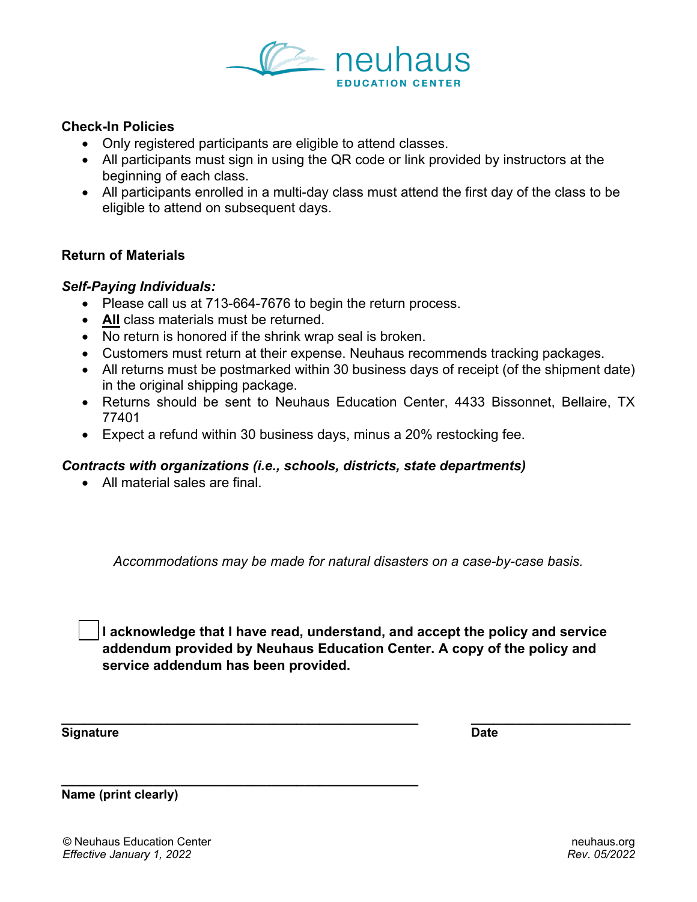neuhaus
EDUCATION CENTER

**Check-In Policies**

- Only registered participants are eligible to attend classes.
- All participants must sign in using the QR code or link provided by instructors at the beginning of each class.
- All participants enrolled in a multi-day class must attend the first day of the class to be eligible to attend on subsequent days.

**Return of Materials**

***Self-Paying Individuals:***

- Please call us at 713-664-7676 to begin the return process.
- **<u>All</u>** class materials must be returned.
- No return is honored if the shrink wrap seal is broken.
- Customers must return at their expense. Neuhaus recommends tracking packages.
- All returns must be postmarked within 30 business days of receipt (of the shipment date) in the original shipping package.
- Returns should be sent to Neuhaus Education Center, 4433 Bissonnet, Bellaire, TX 77401
- Expect a refund within 30 business days, minus a 20% restocking fee.

***Contracts with organizations (i.e., schools, districts, state departments)***

- All material sales are final.

*Accommodations may be made for natural disasters on a case-by-case basis.*

☐ **I acknowledge that I have read, understand, and accept the policy and service addendum provided by Neuhaus Education Center. A copy of the policy and service addendum has been provided.**

\_\_\_\_\_\_\_\_\_\_\_\_\_\_\_\_\_\_\_\_\_\_\_\_\_\_\_\_\_\_\_\_\_\_\_\_\_\_\_\_ \_\_\_\_\_\_\_\_\_\_\_\_\_\_\_\_\_\_\_\_
**Signature** **Date**

\_\_\_\_\_\_\_\_\_\_\_\_\_\_\_\_\_\_\_\_\_\_\_\_\_\_\_\_\_\_\_\_\_\_\_\_\_\_\_\_
**Name (print clearly)**

© Neuhaus Education Center
*Effective January 1, 2022*

neuhaus.org
*Rev. 05/2022*